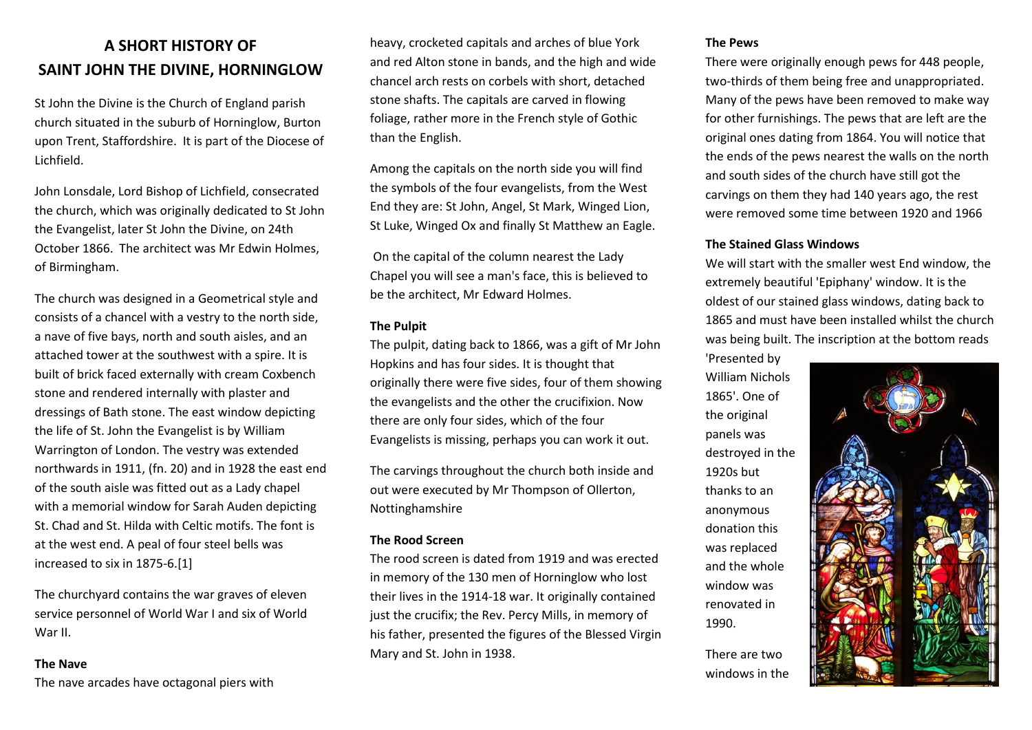# A SHORT HISTORY OF SAINT JOHN THE DIVINE, HORNINGLOW

St John the Divine is the Church of England parish church situated in the suburb of Horninglow, Burton upon Trent, Staffordshire. It is part of the Diocese of Lichfield.

John Lonsdale, Lord Bishop of Lichfield, consecrated the church, which was originally dedicated to St John the Evangelist, later St John the Divine, on 24th October 1866. The architect was Mr Edwin Holmes, of Birmingham.

The church was designed in a Geometrical style and consists of a chancel with a vestry to the north side, a nave of five bays, north and south aisles, and an attached tower at the southwest with a spire. It is built of brick faced externally with cream Coxbench stone and rendered internally with plaster and dressings of Bath stone. The east window depicting the life of St. John the Evangelist is by William Warrington of London. The vestry was extended northwards in 1911, (fn. 20) and in 1928 the east end of the south aisle was fitted out as a Lady chapel with a memorial window for Sarah Auden depicting St. Chad and St. Hilda with Celtic motifs. The font is at the west end. A peal of four steel bells was increased to six in 1875-6.[1]

The churchyard contains the war graves of eleven service personnel of World War I and six of World War II.

**The Nave**

The nave arcades have octagonal piers with heavy, crocketed capitals and arches of blue York and red Alton stone in bands, and the high and wide chancel arch rests on corbels with short, detached stone shafts. The capitals are carved in flowing foliage, rather more in the French style of Gothic than the English.

Among the capitals on the north side you will find the symbols of the four evangelists, from the West End they are: St John, Angel, St Mark, Winged Lion, St Luke, Winged Ox and finally St Matthew an Eagle.

On the capital of the column nearest the Lady Chapel you will see a man's face, this is believed to be the architect, Mr Edward Holmes.

**The Pulpit**

The pulpit, dating back to 1866, was a gift of Mr John Hopkins and has four sides. It is thought that originally there were five sides, four of them showing the evangelists and the other the crucifixion. Now there are only four sides, which of the four Evangelists is missing, perhaps you can work it out.

The carvings throughout the church both inside and out were executed by Mr Thompson of Ollerton, Nottinghamshire

**The Rood Screen**

The rood screen is dated from 1919 and was erected in memory of the 130 men of Horninglow who lost their lives in the 1914-18 war. It originally contained just the crucifix; the Rev. Percy Mills, in memory of his father, presented the figures of the Blessed Virgin Mary and St. John in 1938.

**The Pews**

There were originally enough pews for 448 people, two-thirds of them being free and unappropriated. Many of the pews have been removed to make way for other furnishings. The pews that are left are the original ones dating from 1864. You will notice that the ends of the pews nearest the walls on the north and south sides of the church have still got the carvings on them they had 140 years ago, the rest were removed some time between 1920 and 1966

**The Stained Glass Windows**

We will start with the smaller west End window, the extremely beautiful 'Epiphany' window. It is the oldest of our stained glass windows, dating back to 1865 and must have been installed whilst the church was being built. The inscription at the bottom reads 'Presented by William Nichols 1865'. One of the original panels was destroyed in the 1920s but thanks to an anonymous donation this was replaced and the whole window was renovated in 1990.

There are two windows in the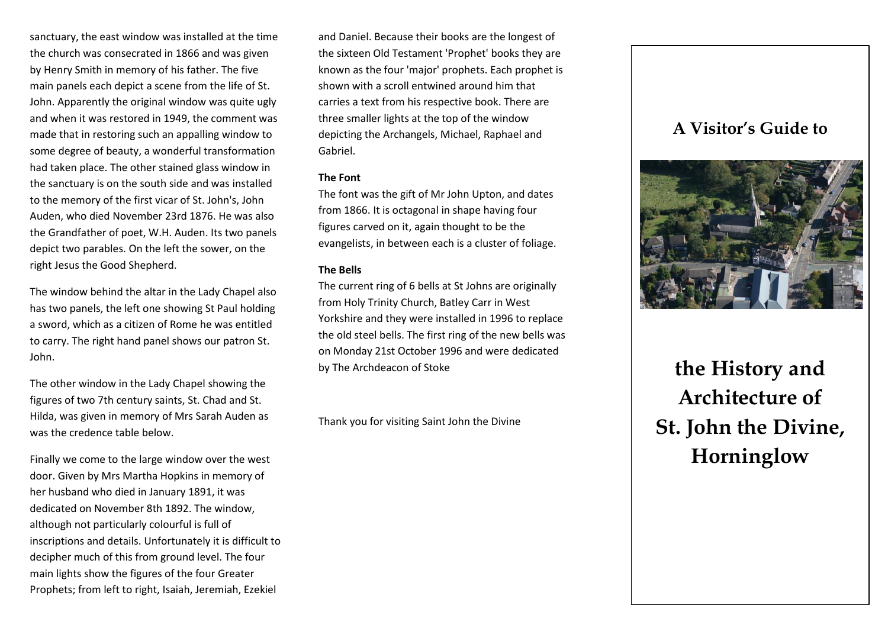sanctuary, the east window was installed at the time the church was consecrated in 1866 and was given by Henry Smith in memory of his father. The five main panels each depict a scene from the life of St. John. Apparently the original window was quite ugly and when it was restored in 1949, the comment was made that in restoring such an appalling window to some degree of beauty, a wonderful transformation had taken place. The other stained glass window in the sanctuary is on the south side and was installed to the memory of the first vicar of St. John's, John Auden, who died November 23rd 1876. He was also the Grandfather of poet, W.H. Auden. Its two panels depict two parables. On the left the sower, on the right Jesus the Good Shepherd.

The window behind the altar in the Lady Chapel also has two panels, the left one showing St Paul holding a sword, which as a citizen of Rome he was entitled to carry. The right hand panel shows our patron St. John.

The other window in the Lady Chapel showing the figures of two 7th century saints, St. Chad and St. Hilda, was given in memory of Mrs Sarah Auden as was the credence table below.

Finally we come to the large window over the west door. Given by Mrs Martha Hopkins in memory of her husband who died in January 1891, it was dedicated on November 8th 1892. The window, although not particularly colourful is full of inscriptions and details. Unfortunately it is difficult to decipher much of this from ground level. The four main lights show the figures of the four Greater Prophets; from left to right, Isaiah, Jeremiah, Ezekiel and Daniel. Because their books are the longest of the sixteen Old Testament 'Prophet' books they are known as the four 'major' prophets. Each prophet is shown with a scroll entwined around him that carries a text from his respective book. There are three smaller lights at the top of the window depicting the Archangels, Michael, Raphael and Gabriel.

**The Font**

The font was the gift of Mr John Upton, and dates from 1866. It is octagonal in shape having four figures carved on it, again thought to be the evangelists, in between each is a cluster of foliage.

**The Bells**

The current ring of 6 bells at St Johns are originally from Holy Trinity Church, Batley Carr in West Yorkshire and they were installed in 1996 to replace the old steel bells. The first ring of the new bells was on Monday 21st October 1996 and were dedicated by The Archdeacon of Stoke

Thank you for visiting Saint John the Divine

**A Visitor's Guide to**

# the History and Architecture of St. John the Divine, Horninglow